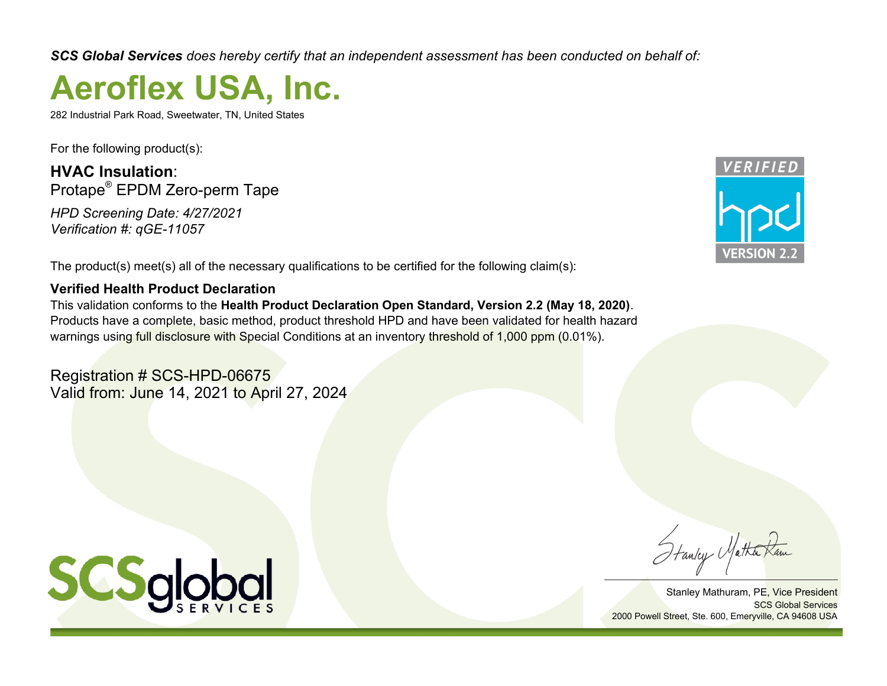***SCS Global Services** does hereby certify that an independent assessment has been conducted on behalf of:*

# Aeroflex USA, Inc.

282 Industrial Park Road, Sweetwater, TN, United States

For the following product(s):

**HVAC Insulation**:
Protape® EPDM Zero-perm Tape

*HPD Screening Date: 4/27/2021*
*Verification #: qGE-11057*

VERIFIED hpd VERSION 2.2

The product(s) meet(s) all of the necessary qualifications to be certified for the following claim(s):

**Verified Health Product Declaration**
This validation conforms to the **Health Product Declaration Open Standard, Version 2.2 (May 18, 2020)**. Products have a complete, basic method, product threshold HPD and have been validated for health hazard warnings using full disclosure with Special Conditions at an inventory threshold of 1,000 ppm (0.01%).

Registration # SCS-HPD-06675
Valid from: June 14, 2021 to April 27, 2024

SCSglobal SERVICES

Stanley Mathuram, PE, Vice President
SCS Global Services
2000 Powell Street, Ste. 600, Emeryville, CA 94608 USA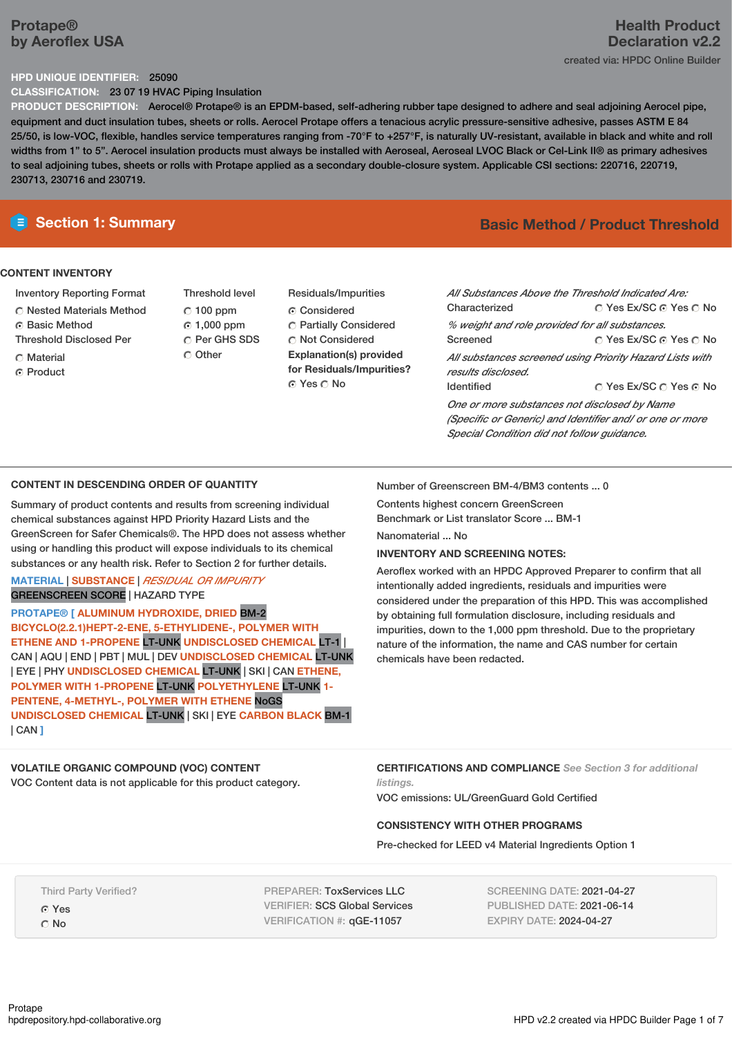# Protape® by Aeroflex USA

## Health Product Declaration v2.2

created via: HPDC Online Builder

**HPD UNIQUE IDENTIFIER:** 25090

**CLASSIFICATION:** 23 07 19 HVAC Piping Insulation

**PRODUCT DESCRIPTION:** Aerocel® Protape® is an EPDM-based, self-adhering rubber tape designed to adhere and seal adjoining Aerocel pipe, equipment and duct insulation tubes, sheets or rolls. Aerocel Protape offers a tenacious acrylic pressure-sensitive adhesive, passes ASTM E 84 25/50, is low-VOC, flexible, handles service temperatures ranging from -70°F to +257°F, is naturally UV-resistant, available in black and white and roll widths from 1" to 5". Aerocel insulation products must always be installed with Aeroseal, Aeroseal LVOC Black or Cel-Link II® as primary adhesives to seal adjoining tubes, sheets or rolls with Protape applied as a secondary double-closure system. Applicable CSI sections: 220716, 220719, 230713, 230716 and 230719.

## Section 1: Summary

**Basic Method / Product Threshold**

### CONTENT INVENTORY

Inventory Reporting Format
- ○ Nested Materials Method
- ● Basic Method

Threshold Disclosed Per
- ○ Material
- ● Product

Threshold level
- ○ 100 ppm
- ● 1,000 ppm
- ○ Per GHS SDS
- ○ Other

Residuals/Impurities
- ● Considered
- ○ Partially Considered
- ○ Not Considered

**Explanation(s) provided for Residuals/Impurities?**
● Yes ○ No

*All Substances Above the Threshold Indicated Are:*

Characterized ○ Yes Ex/SC ● Yes ○ No
*% weight and role provided for all substances.*

Screened ○ Yes Ex/SC ● Yes ○ No
*All substances screened using Priority Hazard Lists with results disclosed.*

Identified ○ Yes Ex/SC ○ Yes ● No
*One or more substances not disclosed by Name (Specific or Generic) and Identifier and/ or one or more Special Condition did not follow guidance.*

### CONTENT IN DESCENDING ORDER OF QUANTITY

Summary of product contents and results from screening individual chemical substances against HPD Priority Hazard Lists and the GreenScreen for Safer Chemicals®. The HPD does not assess whether using or handling this product will expose individuals to its chemical substances or any health risk. Refer to Section 2 for further details.

MATERIAL | SUBSTANCE | *RESIDUAL OR IMPURITY*
GREENSCREEN SCORE | HAZARD TYPE

**PROTAPE® [ ALUMINUM HYDROXIDE, DRIED** BM-2 **BICYCLO(2.2.1)HEPT-2-ENE, 5-ETHYLIDENE-, POLYMER WITH ETHENE AND 1-PROPENE** LT-UNK **UNDISCLOSED CHEMICAL** LT-1 | CAN | AQU | END | PBT | MUL | DEV **UNDISCLOSED CHEMICAL** LT-UNK | EYE | PHY **UNDISCLOSED CHEMICAL** LT-UNK | SKI | CAN **ETHENE, POLYMER WITH 1-PROPENE** LT-UNK **POLYETHYLENE** LT-UNK **1-PENTENE, 4-METHYL-, POLYMER WITH ETHENE** NoGS **UNDISCLOSED CHEMICAL** LT-UNK | SKI | EYE **CARBON BLACK** BM-1 | CAN **]**

Number of Greenscreen BM-4/BM3 contents ... 0

Contents highest concern GreenScreen Benchmark or List translator Score ... BM-1

Nanomaterial ... No

**INVENTORY AND SCREENING NOTES:**

Aeroflex worked with an HPDC Approved Preparer to confirm that all intentionally added ingredients, residuals and impurities were considered under the preparation of this HPD. This was accomplished by obtaining full formulation disclosure, including residuals and impurities, down to the 1,000 ppm threshold. Due to the proprietary nature of the information, the name and CAS number for certain chemicals have been redacted.

### VOLATILE ORGANIC COMPOUND (VOC) CONTENT

VOC Content data is not applicable for this product category.

### CERTIFICATIONS AND COMPLIANCE *See Section 3 for additional listings.*

VOC emissions: UL/GreenGuard Gold Certified

### CONSISTENCY WITH OTHER PROGRAMS

Pre-checked for LEED v4 Material Ingredients Option 1

Third Party Verified?
- ● Yes
- ○ No

PREPARER: ToxServices LLC
VERIFIER: SCS Global Services
VERIFICATION #: qGE-11057

SCREENING DATE: 2021-04-27
PUBLISHED DATE: 2021-06-14
EXPIRY DATE: 2024-04-27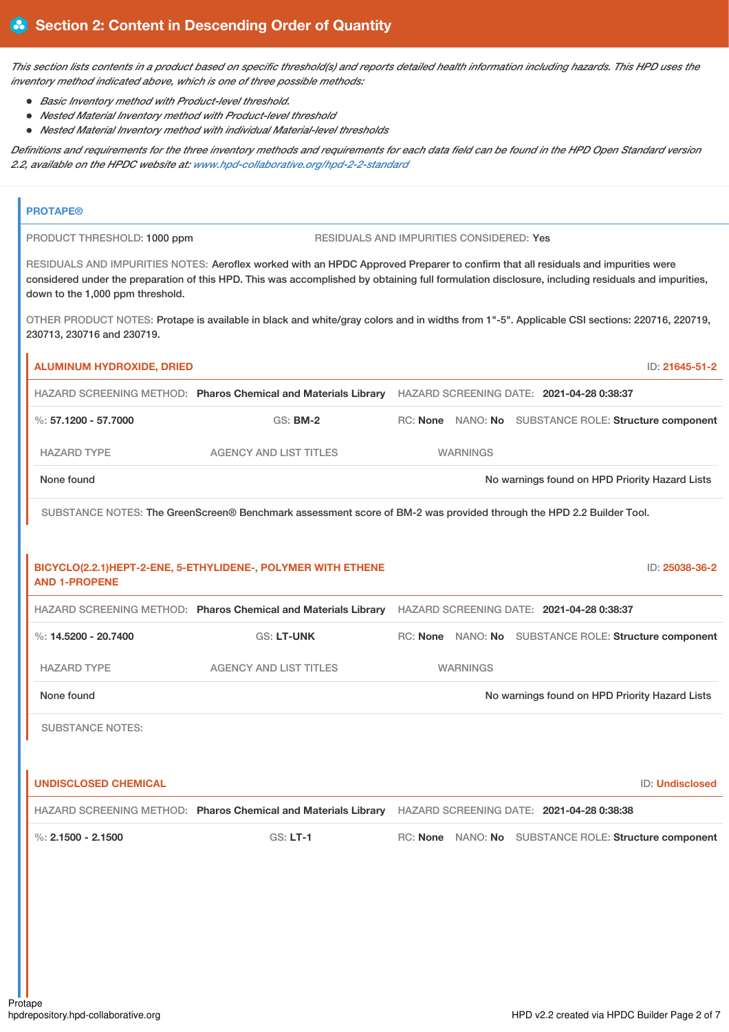## Section 2: Content in Descending Order of Quantity

*This section lists contents in a product based on specific threshold(s) and reports detailed health information including hazards. This HPD uses the inventory method indicated above, which is one of three possible methods:*

- *Basic Inventory method with Product-level threshold.*
- *Nested Material Inventory method with Product-level threshold*
- *Nested Material Inventory method with individual Material-level thresholds*

*Definitions and requirements for the three inventory methods and requirements for each data field can be found in the HPD Open Standard version 2.2, available on the HPDC website at: www.hpd-collaborative.org/hpd-2-2-standard*

### PROTAPE®

PRODUCT THRESHOLD: 1000 ppm

RESIDUALS AND IMPURITIES CONSIDERED: Yes

RESIDUALS AND IMPURITIES NOTES: Aeroflex worked with an HPDC Approved Preparer to confirm that all residuals and impurities were considered under the preparation of this HPD. This was accomplished by obtaining full formulation disclosure, including residuals and impurities, down to the 1,000 ppm threshold.

OTHER PRODUCT NOTES: Protape is available in black and white/gray colors and in widths from 1"-5". Applicable CSI sections: 220716, 220719, 230713, 230716 and 230719.

#### ALUMINUM HYDROXIDE, DRIED

ID: 21645-51-2

HAZARD SCREENING METHOD: **Pharos Chemical and Materials Library** HAZARD SCREENING DATE: **2021-04-28 0:38:37**

%: **57.1200 - 57.7000** GS: **BM-2** RC: **None** NANO: **No** SUBSTANCE ROLE: **Structure component**

| HAZARD TYPE | AGENCY AND LIST TITLES | WARNINGS |
|---|---|---|
| None found | | No warnings found on HPD Priority Hazard Lists |

SUBSTANCE NOTES: The GreenScreen® Benchmark assessment score of BM-2 was provided through the HPD 2.2 Builder Tool.

#### BICYCLO(2.2.1)HEPT-2-ENE, 5-ETHYLIDENE-, POLYMER WITH ETHENE AND 1-PROPENE

ID: 25038-36-2

HAZARD SCREENING METHOD: **Pharos Chemical and Materials Library** HAZARD SCREENING DATE: **2021-04-28 0:38:37**

%: **14.5200 - 20.7400** GS: **LT-UNK** RC: **None** NANO: **No** SUBSTANCE ROLE: **Structure component**

| HAZARD TYPE | AGENCY AND LIST TITLES | WARNINGS |
|---|---|---|
| None found | | No warnings found on HPD Priority Hazard Lists |

SUBSTANCE NOTES:

#### UNDISCLOSED CHEMICAL

ID: Undisclosed

HAZARD SCREENING METHOD: **Pharos Chemical and Materials Library** HAZARD SCREENING DATE: **2021-04-28 0:38:38**

%: **2.1500 - 2.1500** GS: **LT-1** RC: **None** NANO: **No** SUBSTANCE ROLE: **Structure component**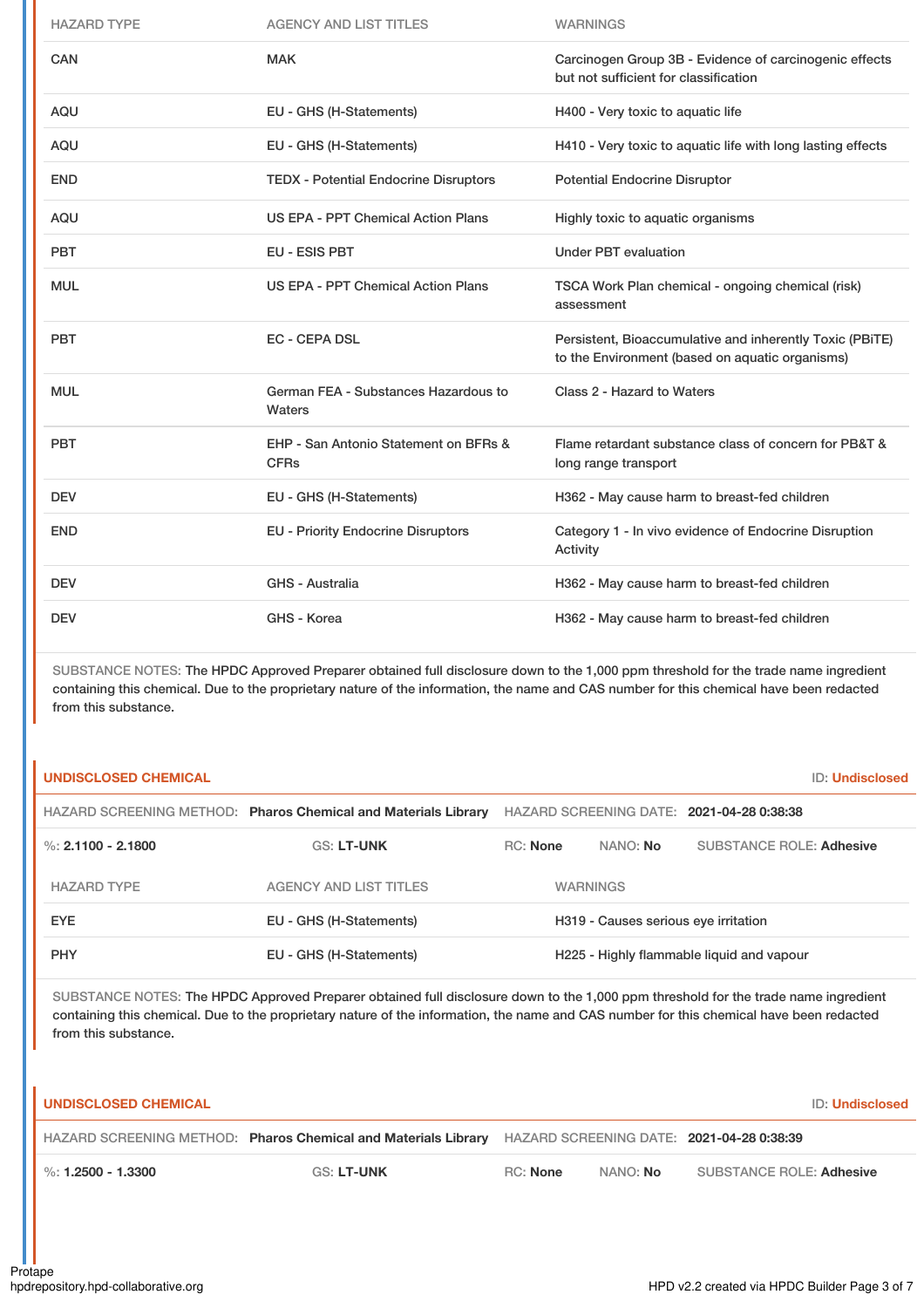| HAZARD TYPE | AGENCY AND LIST TITLES | WARNINGS |
| --- | --- | --- |
| CAN | MAK | Carcinogen Group 3B - Evidence of carcinogenic effects but not sufficient for classification |
| AQU | EU - GHS (H-Statements) | H400 - Very toxic to aquatic life |
| AQU | EU - GHS (H-Statements) | H410 - Very toxic to aquatic life with long lasting effects |
| END | TEDX - Potential Endocrine Disruptors | Potential Endocrine Disruptor |
| AQU | US EPA - PPT Chemical Action Plans | Highly toxic to aquatic organisms |
| PBT | EU - ESIS PBT | Under PBT evaluation |
| MUL | US EPA - PPT Chemical Action Plans | TSCA Work Plan chemical - ongoing chemical (risk) assessment |
| PBT | EC - CEPA DSL | Persistent, Bioaccumulative and inherently Toxic (PBiTE) to the Environment (based on aquatic organisms) |
| MUL | German FEA - Substances Hazardous to Waters | Class 2 - Hazard to Waters |
| PBT | EHP - San Antonio Statement on BFRs & CFRs | Flame retardant substance class of concern for PB&T & long range transport |
| DEV | EU - GHS (H-Statements) | H362 - May cause harm to breast-fed children |
| END | EU - Priority Endocrine Disruptors | Category 1 - In vivo evidence of Endocrine Disruption Activity |
| DEV | GHS - Australia | H362 - May cause harm to breast-fed children |
| DEV | GHS - Korea | H362 - May cause harm to breast-fed children |

SUBSTANCE NOTES: The HPDC Approved Preparer obtained full disclosure down to the 1,000 ppm threshold for the trade name ingredient containing this chemical. Due to the proprietary nature of the information, the name and CAS number for this chemical have been redacted from this substance.

## UNDISCLOSED CHEMICAL

ID: **Undisclosed**

HAZARD SCREENING METHOD: **Pharos Chemical and Materials Library** HAZARD SCREENING DATE: **2021-04-28 0:38:38**

%: **2.1100 - 2.1800** GS: **LT-UNK** RC: **None** NANO: **No** SUBSTANCE ROLE: **Adhesive**

| HAZARD TYPE | AGENCY AND LIST TITLES | WARNINGS |
| --- | --- | --- |
| EYE | EU - GHS (H-Statements) | H319 - Causes serious eye irritation |
| PHY | EU - GHS (H-Statements) | H225 - Highly flammable liquid and vapour |

SUBSTANCE NOTES: The HPDC Approved Preparer obtained full disclosure down to the 1,000 ppm threshold for the trade name ingredient containing this chemical. Due to the proprietary nature of the information, the name and CAS number for this chemical have been redacted from this substance.

## UNDISCLOSED CHEMICAL

ID: **Undisclosed**

HAZARD SCREENING METHOD: **Pharos Chemical and Materials Library** HAZARD SCREENING DATE: **2021-04-28 0:38:39**

%: **1.2500 - 1.3300** GS: **LT-UNK** RC: **None** NANO: **No** SUBSTANCE ROLE: **Adhesive**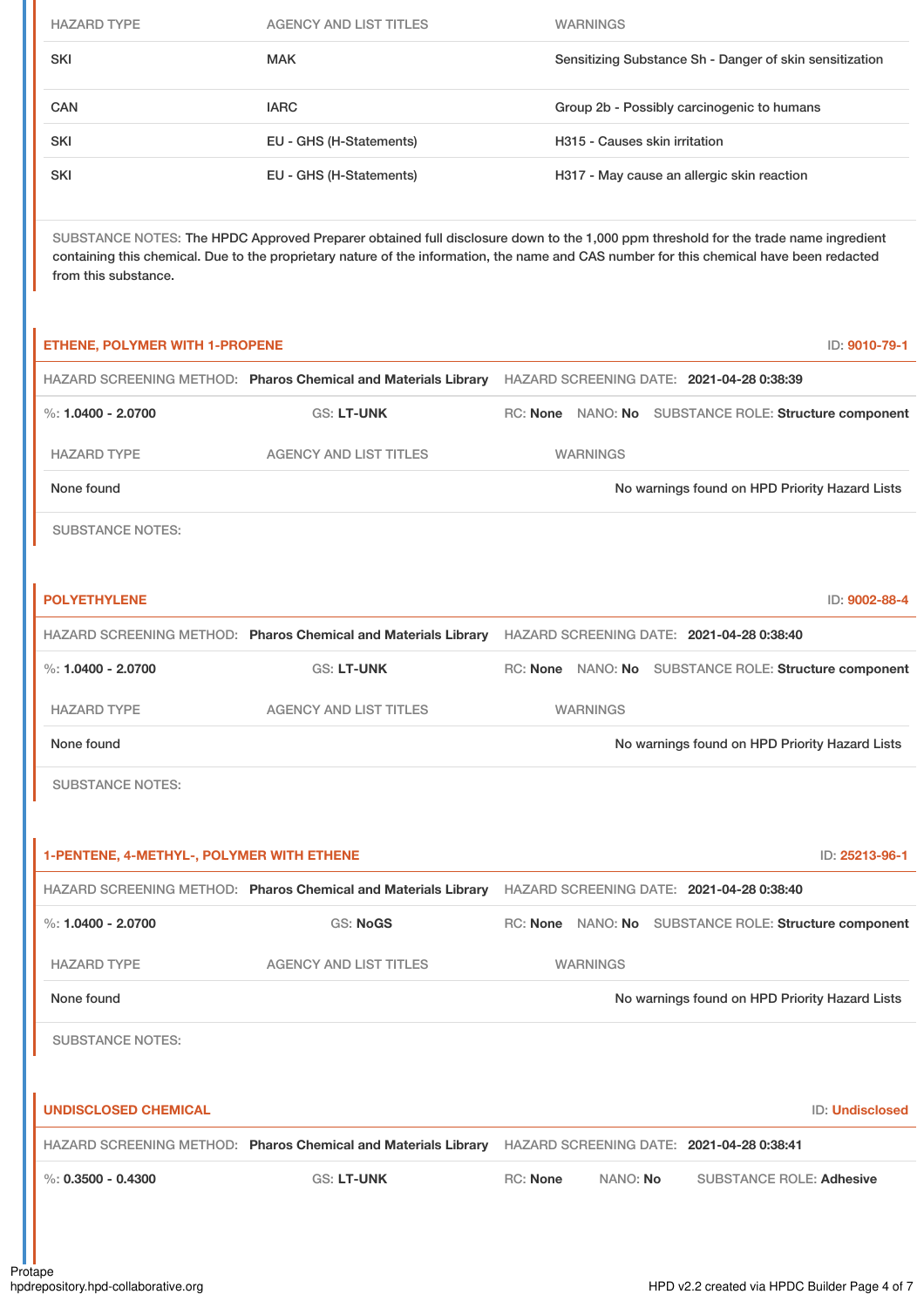| HAZARD TYPE | AGENCY AND LIST TITLES | WARNINGS |
|---|---|---|
| SKI | MAK | Sensitizing Substance Sh - Danger of skin sensitization |
| CAN | IARC | Group 2b - Possibly carcinogenic to humans |
| SKI | EU - GHS (H-Statements) | H315 - Causes skin irritation |
| SKI | EU - GHS (H-Statements) | H317 - May cause an allergic skin reaction |

SUBSTANCE NOTES: The HPDC Approved Preparer obtained full disclosure down to the 1,000 ppm threshold for the trade name ingredient containing this chemical. Due to the proprietary nature of the information, the name and CAS number for this chemical have been redacted from this substance.

## ETHENE, POLYMER WITH 1-PROPENE

ID: **9010-79-1**

HAZARD SCREENING METHOD: **Pharos Chemical and Materials Library** HAZARD SCREENING DATE: **2021-04-28 0:38:39**

%: **1.0400 - 2.0700** GS: **LT-UNK** RC: **None** NANO: **No** SUBSTANCE ROLE: **Structure component**

| HAZARD TYPE | AGENCY AND LIST TITLES | WARNINGS |
|---|---|---|
| None found | | No warnings found on HPD Priority Hazard Lists |

SUBSTANCE NOTES:

## POLYETHYLENE

ID: **9002-88-4**

HAZARD SCREENING METHOD: **Pharos Chemical and Materials Library** HAZARD SCREENING DATE: **2021-04-28 0:38:40**

%: **1.0400 - 2.0700** GS: **LT-UNK** RC: **None** NANO: **No** SUBSTANCE ROLE: **Structure component**

| HAZARD TYPE | AGENCY AND LIST TITLES | WARNINGS |
|---|---|---|
| None found | | No warnings found on HPD Priority Hazard Lists |

SUBSTANCE NOTES:

## 1-PENTENE, 4-METHYL-, POLYMER WITH ETHENE

ID: **25213-96-1**

HAZARD SCREENING METHOD: **Pharos Chemical and Materials Library** HAZARD SCREENING DATE: **2021-04-28 0:38:40**

%: **1.0400 - 2.0700** GS: **NoGS** RC: **None** NANO: **No** SUBSTANCE ROLE: **Structure component**

| HAZARD TYPE | AGENCY AND LIST TITLES | WARNINGS |
|---|---|---|
| None found | | No warnings found on HPD Priority Hazard Lists |

SUBSTANCE NOTES:

## UNDISCLOSED CHEMICAL

ID: **Undisclosed**

HAZARD SCREENING METHOD: **Pharos Chemical and Materials Library** HAZARD SCREENING DATE: **2021-04-28 0:38:41**

%: **0.3500 - 0.4300** GS: **LT-UNK** RC: **None** NANO: **No** SUBSTANCE ROLE: **Adhesive**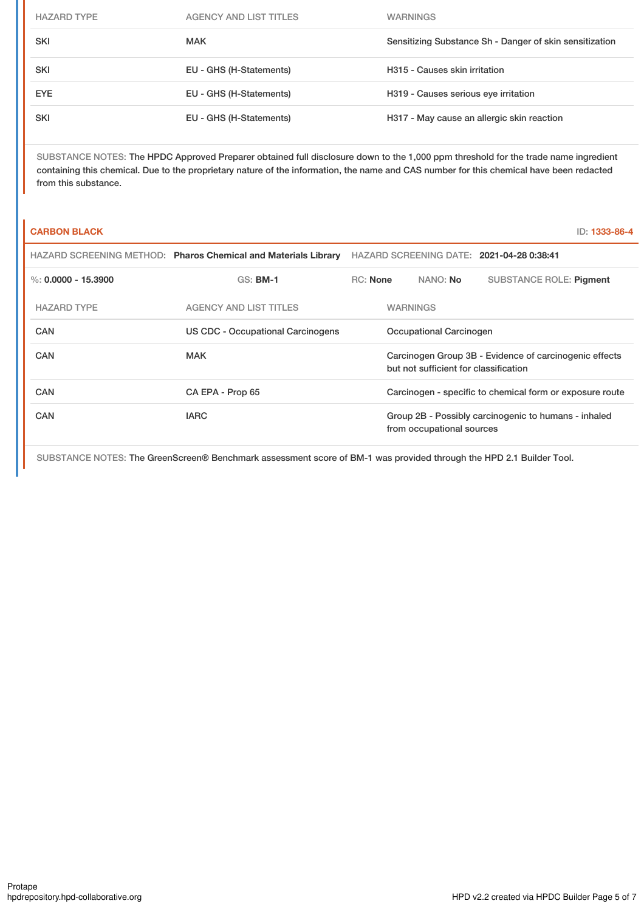| HAZARD TYPE | AGENCY AND LIST TITLES | WARNINGS |
| --- | --- | --- |
| SKI | MAK | Sensitizing Substance Sh - Danger of skin sensitization |
| SKI | EU - GHS (H-Statements) | H315 - Causes skin irritation |
| EYE | EU - GHS (H-Statements) | H319 - Causes serious eye irritation |
| SKI | EU - GHS (H-Statements) | H317 - May cause an allergic skin reaction |

SUBSTANCE NOTES: The HPDC Approved Preparer obtained full disclosure down to the 1,000 ppm threshold for the trade name ingredient containing this chemical. Due to the proprietary nature of the information, the name and CAS number for this chemical have been redacted from this substance.

### CARBON BLACK

ID: 1333-86-4

HAZARD SCREENING METHOD: **Pharos Chemical and Materials Library** HAZARD SCREENING DATE: **2021-04-28 0:38:41**

%: **0.0000 - 15.3900** GS: **BM-1** RC: **None** NANO: **No** SUBSTANCE ROLE: **Pigment**

| HAZARD TYPE | AGENCY AND LIST TITLES | WARNINGS |
| --- | --- | --- |
| CAN | US CDC - Occupational Carcinogens | Occupational Carcinogen |
| CAN | MAK | Carcinogen Group 3B - Evidence of carcinogenic effects but not sufficient for classification |
| CAN | CA EPA - Prop 65 | Carcinogen - specific to chemical form or exposure route |
| CAN | IARC | Group 2B - Possibly carcinogenic to humans - inhaled from occupational sources |

SUBSTANCE NOTES: The GreenScreen® Benchmark assessment score of BM-1 was provided through the HPD 2.1 Builder Tool.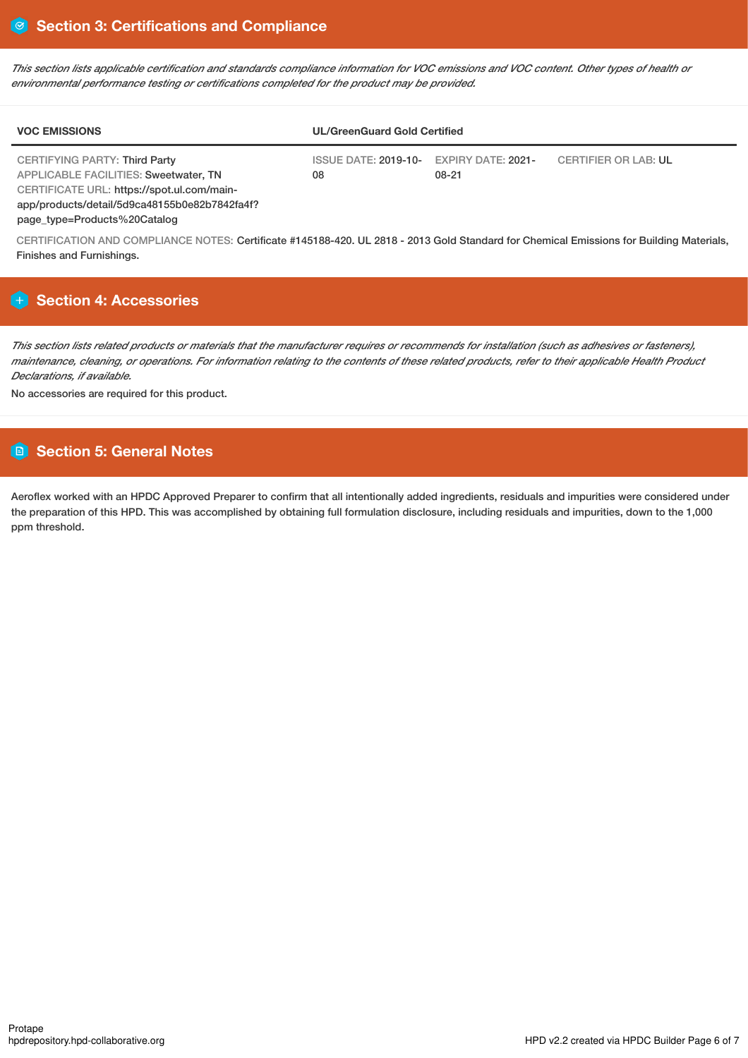## Section 3: Certifications and Compliance

*This section lists applicable certification and standards compliance information for VOC emissions and VOC content. Other types of health or environmental performance testing or certifications completed for the product may be provided.*

| VOC EMISSIONS | UL/GreenGuard Gold Certified | | |
|---|---|---|---|
| CERTIFYING PARTY: Third Party<br>APPLICABLE FACILITIES: Sweetwater, TN<br>CERTIFICATE URL: https://spot.ul.com/main-app/products/detail/5d9ca48155b0e82b7842fa4f?page_type=Products%20Catalog | ISSUE DATE: 2019-10-08 | EXPIRY DATE: 2021-08-21 | CERTIFIER OR LAB: UL |

CERTIFICATION AND COMPLIANCE NOTES: Certificate #145188-420. UL 2818 - 2013 Gold Standard for Chemical Emissions for Building Materials, Finishes and Furnishings.

## Section 4: Accessories

*This section lists related products or materials that the manufacturer requires or recommends for installation (such as adhesives or fasteners), maintenance, cleaning, or operations. For information relating to the contents of these related products, refer to their applicable Health Product Declarations, if available.*

No accessories are required for this product.

## Section 5: General Notes

Aeroflex worked with an HPDC Approved Preparer to confirm that all intentionally added ingredients, residuals and impurities were considered under the preparation of this HPD. This was accomplished by obtaining full formulation disclosure, including residuals and impurities, down to the 1,000 ppm threshold.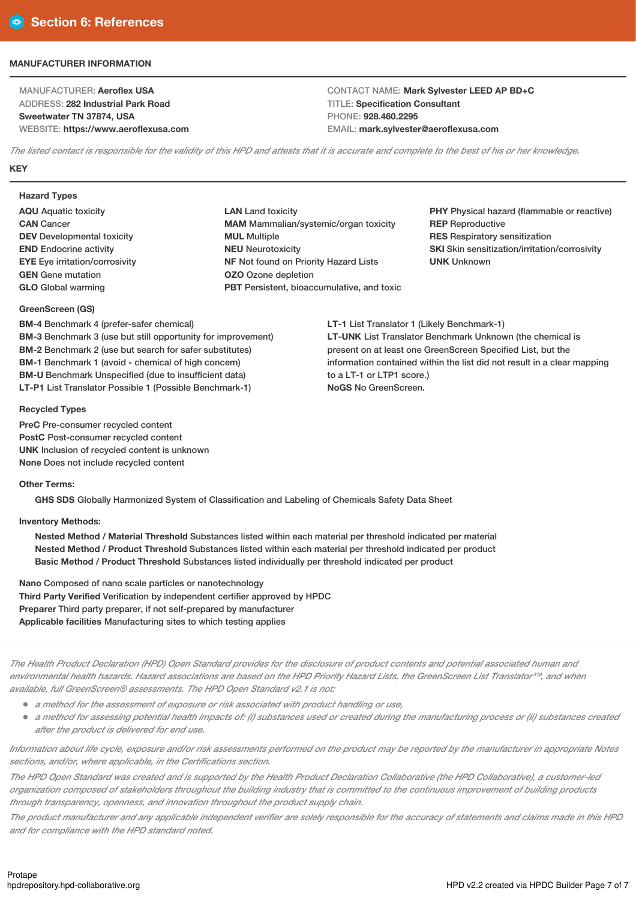# Section 6: References

## MANUFACTURER INFORMATION

MANUFACTURER: **Aeroflex USA**
ADDRESS: **282 Industrial Park Road**
**Sweetwater TN 37874, USA**
WEBSITE: **https://www.aeroflexusa.com**

CONTACT NAME: **Mark Sylvester LEED AP BD+C**
TITLE: **Specification Consultant**
PHONE: **928.460.2295**
EMAIL: **mark.sylvester@aeroflexusa.com**

*The listed contact is responsible for the validity of this HPD and attests that it is accurate and complete to the best of his or her knowledge.*

## KEY

### Hazard Types

**AQU** Aquatic toxicity
**CAN** Cancer
**DEV** Developmental toxicity
**END** Endocrine activity
**EYE** Eye irritation/corrosivity
**GEN** Gene mutation
**GLO** Global warming
**LAN** Land toxicity
**MAM** Mammalian/systemic/organ toxicity
**MUL** Multiple
**NEU** Neurotoxicity
**NF** Not found on Priority Hazard Lists
**OZO** Ozone depletion
**PBT** Persistent, bioaccumulative, and toxic
**PHY** Physical hazard (flammable or reactive)
**REP** Reproductive
**RES** Respiratory sensitization
**SKI** Skin sensitization/irritation/corrosivity
**UNK** Unknown

### GreenScreen (GS)

**BM-4** Benchmark 4 (prefer-safer chemical)
**BM-3** Benchmark 3 (use but still opportunity for improvement)
**BM-2** Benchmark 2 (use but search for safer substitutes)
**BM-1** Benchmark 1 (avoid - chemical of high concern)
**BM-U** Benchmark Unspecified (due to insufficient data)
**LT-P1** List Translator Possible 1 (Possible Benchmark-1)
**LT-1** List Translator 1 (Likely Benchmark-1)
**LT-UNK** List Translator Benchmark Unknown (the chemical is present on at least one GreenScreen Specified List, but the information contained within the list did not result in a clear mapping to a LT-1 or LTP1 score.)
**NoGS** No GreenScreen.

### Recycled Types

**PreC** Pre-consumer recycled content
**PostC** Post-consumer recycled content
**UNK** Inclusion of recycled content is unknown
**None** Does not include recycled content

### Other Terms:

**GHS SDS** Globally Harmonized System of Classification and Labeling of Chemicals Safety Data Sheet

### Inventory Methods:

**Nested Method / Material Threshold** Substances listed within each material per threshold indicated per material
**Nested Method / Product Threshold** Substances listed within each material per threshold indicated per product
**Basic Method / Product Threshold** Substances listed individually per threshold indicated per product

**Nano** Composed of nano scale particles or nanotechnology
**Third Party Verified** Verification by independent certifier approved by HPDC
**Preparer** Third party preparer, if not self-prepared by manufacturer
**Applicable facilities** Manufacturing sites to which testing applies

*The Health Product Declaration (HPD) Open Standard provides for the disclosure of product contents and potential associated human and environmental health hazards. Hazard associations are based on the HPD Priority Hazard Lists, the GreenScreen List Translator™, and when available, full GreenScreen® assessments. The HPD Open Standard v2.1 is not:*

- *a method for the assessment of exposure or risk associated with product handling or use,*
- *a method for assessing potential health impacts of: (i) substances used or created during the manufacturing process or (ii) substances created after the product is delivered for end use.*

*Information about life cycle, exposure and/or risk assessments performed on the product may be reported by the manufacturer in appropriate Notes sections, and/or, where applicable, in the Certifications section.*

*The HPD Open Standard was created and is supported by the Health Product Declaration Collaborative (the HPD Collaborative), a customer-led organization composed of stakeholders throughout the building industry that is committed to the continuous improvement of building products through transparency, openness, and innovation throughout the product supply chain.*

*The product manufacturer and any applicable independent verifier are solely responsible for the accuracy of statements and claims made in this HPD and for compliance with the HPD standard noted.*